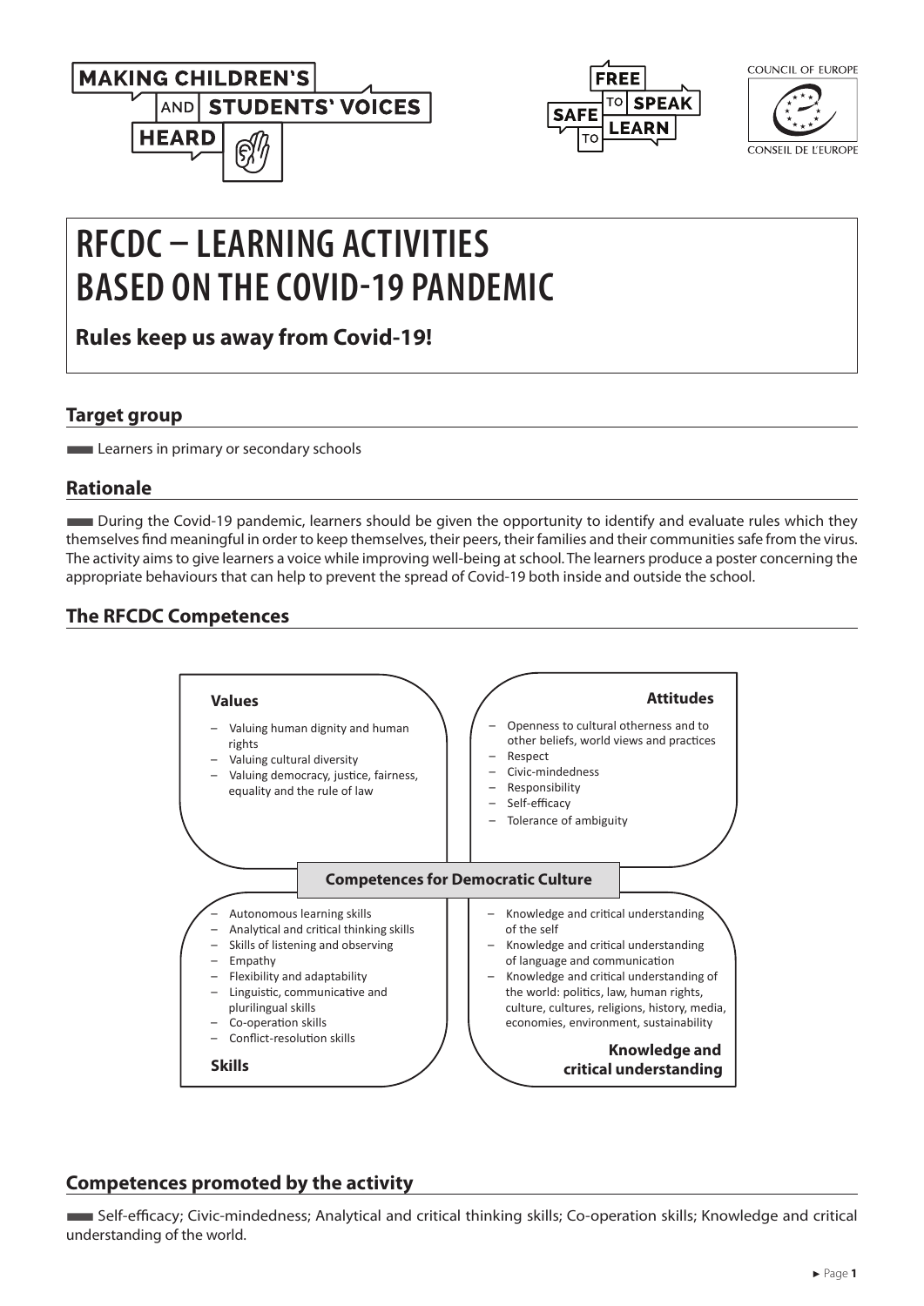# RFCDC – LEARNING ACTIVITIES BASED ON THE COVID-19 PANDEMIC

**Rules keep us away from Covid-19!**

## Target group

Learners in primary or secondary schools

## Rationale

During the Covid-19 pandemic, learners should be given the opportunity to identify and evaluate rules which they themselves find meaningful in order to keep themselves, their peers, their families and their communities safe from the virus. The activity aims to give learners a voice while improving well-being at school. The learners produce a poster concerning the appropriate behaviours that can help to prevent the spread of Covid-19 both inside and outside the school.

## The RFCDC Competences

**Competences for Democratic Culture**

**Values**

- Valuing human dignity and human rights
- Valuing cultural diversity
- Valuing democracy, justice, fairness, equality and the rule of law

**Attitudes**

- Openness to cultural otherness and to other beliefs, world views and practices
- Respect
- Civic-mindedness
- Responsibility
- Self-efficacy
- Tolerance of ambiguity

**Skills**

- Autonomous learning skills
- Analytical and critical thinking skills
- Skills of listening and observing
- Empathy
- Flexibility and adaptability
- Linguistic, communicative and plurilingual skills
- Co-operation skills
- Conflict-resolution skills

**Knowledge and critical understanding**

- Knowledge and critical understanding of the self
- Knowledge and critical understanding of language and communication
- Knowledge and critical understanding of the world: politics, law, human rights, culture, cultures, religions, history, media, economies, environment, sustainability

## Competences promoted by the activity

Self-efficacy; Civic-mindedness; Analytical and critical thinking skills; Co-operation skills; Knowledge and critical understanding of the world.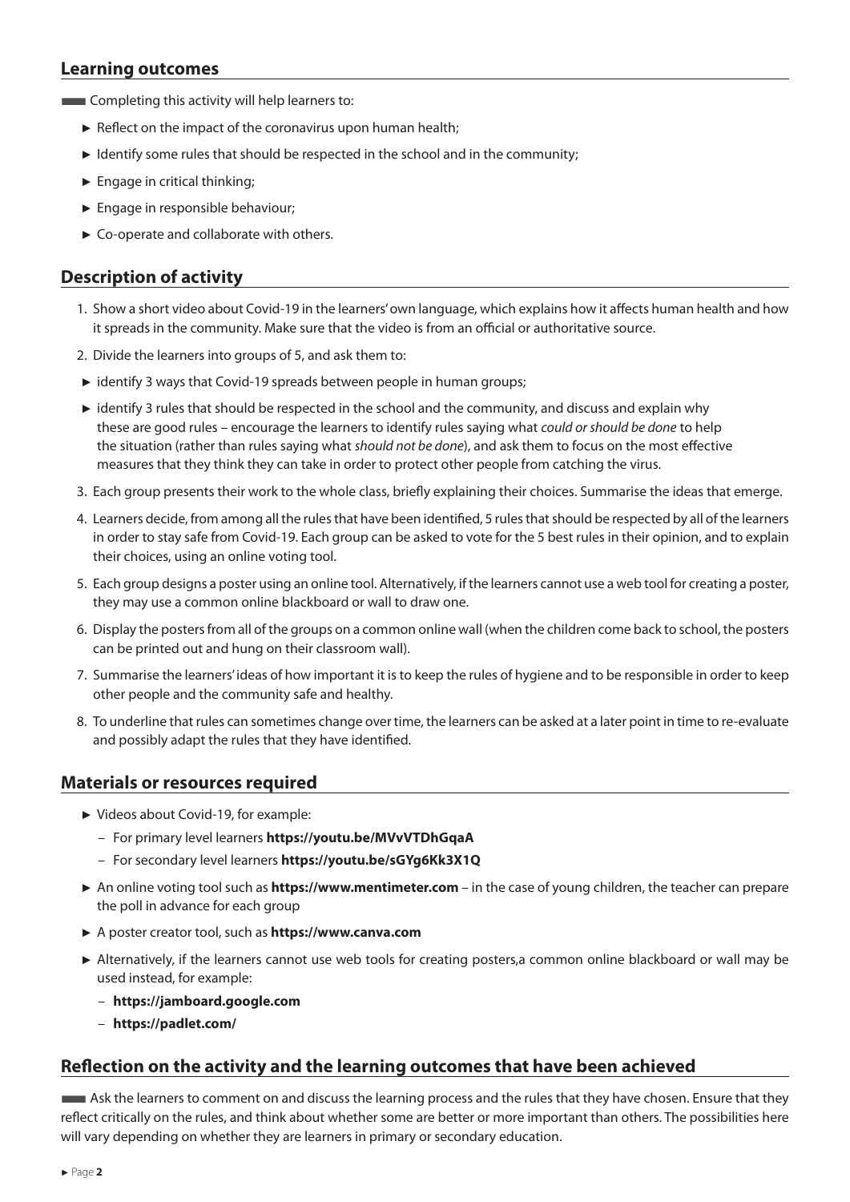## Learning outcomes

Completing this activity will help learners to:

- Reflect on the impact of the coronavirus upon human health;
- Identify some rules that should be respected in the school and in the community;
- Engage in critical thinking;
- Engage in responsible behaviour;
- Co-operate and collaborate with others.

## Description of activity

1. Show a short video about Covid-19 in the learners' own language, which explains how it affects human health and how it spreads in the community. Make sure that the video is from an official or authoritative source.
2. Divide the learners into groups of 5, and ask them to:
   - identify 3 ways that Covid-19 spreads between people in human groups;
   - identify 3 rules that should be respected in the school and the community, and discuss and explain why these are good rules – encourage the learners to identify rules saying what *could or should be done* to help the situation (rather than rules saying what *should not be done*), and ask them to focus on the most effective measures that they think they can take in order to protect other people from catching the virus.
3. Each group presents their work to the whole class, briefly explaining their choices. Summarise the ideas that emerge.
4. Learners decide, from among all the rules that have been identified, 5 rules that should be respected by all of the learners in order to stay safe from Covid-19. Each group can be asked to vote for the 5 best rules in their opinion, and to explain their choices, using an online voting tool.
5. Each group designs a poster using an online tool. Alternatively, if the learners cannot use a web tool for creating a poster, they may use a common online blackboard or wall to draw one.
6. Display the posters from all of the groups on a common online wall (when the children come back to school, the posters can be printed out and hung on their classroom wall).
7. Summarise the learners' ideas of how important it is to keep the rules of hygiene and to be responsible in order to keep other people and the community safe and healthy.
8. To underline that rules can sometimes change over time, the learners can be asked at a later point in time to re-evaluate and possibly adapt the rules that they have identified.

## Materials or resources required

- Videos about Covid-19, for example:
  - For primary level learners **https://youtu.be/MVvVTDhGqaA**
  - For secondary level learners **https://youtu.be/sGYg6Kk3X1Q**
- An online voting tool such as **https://www.mentimeter.com** – in the case of young children, the teacher can prepare the poll in advance for each group
- A poster creator tool, such as **https://www.canva.com**
- Alternatively, if the learners cannot use web tools for creating posters,a common online blackboard or wall may be used instead, for example:
  - **https://jamboard.google.com**
  - **https://padlet.com/**

## Reflection on the activity and the learning outcomes that have been achieved

Ask the learners to comment on and discuss the learning process and the rules that they have chosen. Ensure that they reflect critically on the rules, and think about whether some are better or more important than others. The possibilities here will vary depending on whether they are learners in primary or secondary education.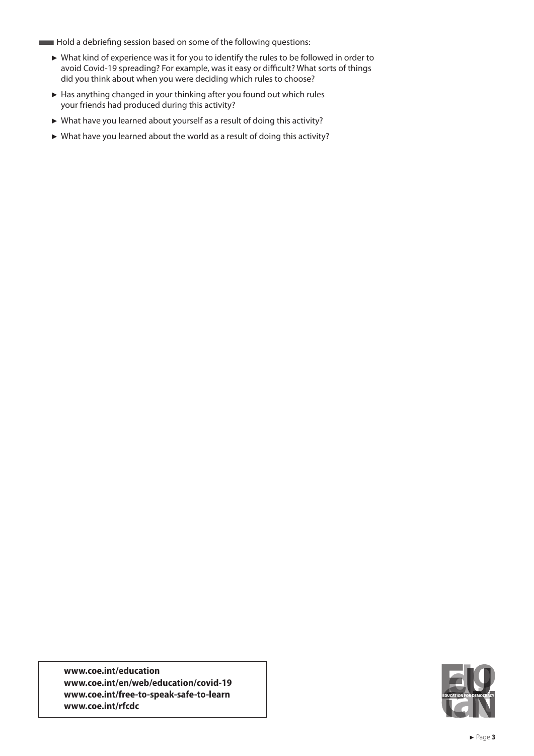Hold a debriefing session based on some of the following questions:

- What kind of experience was it for you to identify the rules to be followed in order to avoid Covid-19 spreading? For example, was it easy or difficult? What sorts of things did you think about when you were deciding which rules to choose?
- Has anything changed in your thinking after you found out which rules your friends had produced during this activity?
- What have you learned about yourself as a result of doing this activity?
- What have you learned about the world as a result of doing this activity?

**www.coe.int/education**
**www.coe.int/en/web/education/covid-19**
**www.coe.int/free-to-speak-safe-to-learn**
**www.coe.int/rfcdc**